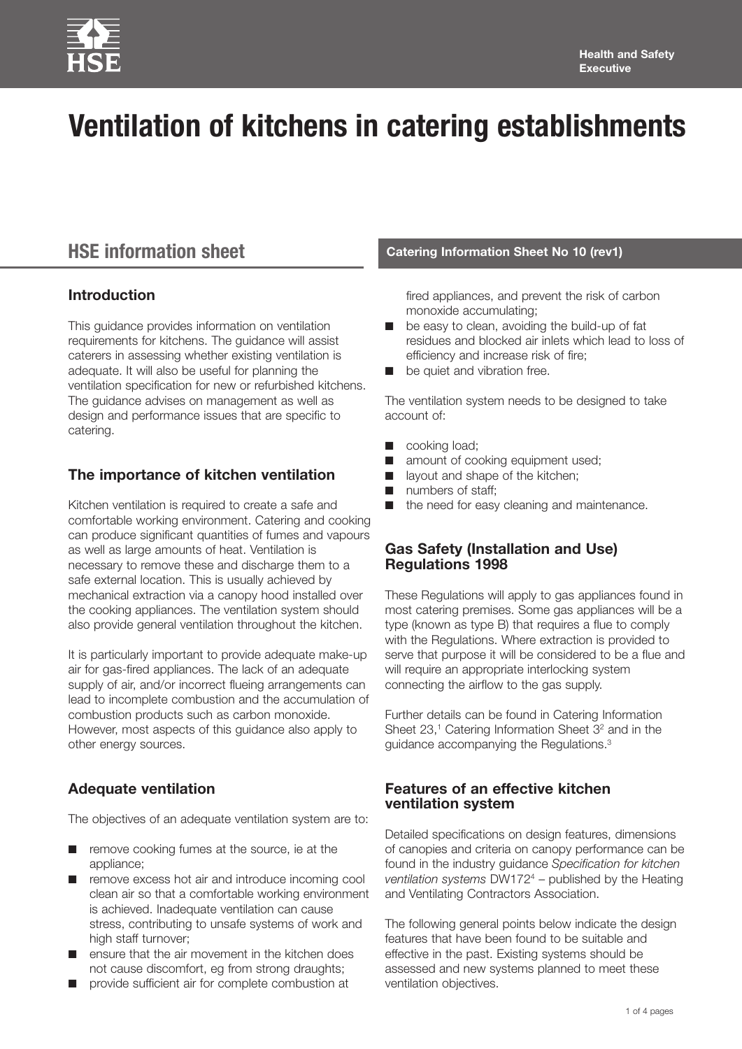Health and Safety Executive

# Ventilation of kitchens in catering establishments

## HSE information sheet

**Catering Information Sheet No 10 (rev1)**

### Introduction

This guidance provides information on ventilation requirements for kitchens. The guidance will assist caterers in assessing whether existing ventilation is adequate. It will also be useful for planning the ventilation specification for new or refurbished kitchens. The guidance advises on management as well as design and performance issues that are specific to catering.

### The importance of kitchen ventilation

Kitchen ventilation is required to create a safe and comfortable working environment. Catering and cooking can produce significant quantities of fumes and vapours as well as large amounts of heat. Ventilation is necessary to remove these and discharge them to a safe external location. This is usually achieved by mechanical extraction via a canopy hood installed over the cooking appliances. The ventilation system should also provide general ventilation throughout the kitchen.

It is particularly important to provide adequate make-up air for gas-fired appliances. The lack of an adequate supply of air, and/or incorrect flueing arrangements can lead to incomplete combustion and the accumulation of combustion products such as carbon monoxide. However, most aspects of this guidance also apply to other energy sources.

### Adequate ventilation

The objectives of an adequate ventilation system are to:

- remove cooking fumes at the source, ie at the appliance;
- remove excess hot air and introduce incoming cool clean air so that a comfortable working environment is achieved. Inadequate ventilation can cause stress, contributing to unsafe systems of work and high staff turnover;
- ensure that the air movement in the kitchen does not cause discomfort, eg from strong draughts;
- provide sufficient air for complete combustion at fired appliances, and prevent the risk of carbon monoxide accumulating;
- be easy to clean, avoiding the build-up of fat residues and blocked air inlets which lead to loss of efficiency and increase risk of fire;
- be quiet and vibration free.

The ventilation system needs to be designed to take account of:

- cooking load;
- amount of cooking equipment used;
- layout and shape of the kitchen;
- numbers of staff;
- the need for easy cleaning and maintenance.

### Gas Safety (Installation and Use) Regulations 1998

These Regulations will apply to gas appliances found in most catering premises. Some gas appliances will be a type (known as type B) that requires a flue to comply with the Regulations. Where extraction is provided to serve that purpose it will be considered to be a flue and will require an appropriate interlocking system connecting the airflow to the gas supply.

Further details can be found in Catering Information Sheet 23,[1] Catering Information Sheet 3[2] and in the guidance accompanying the Regulations.[3]

### Features of an effective kitchen ventilation system

Detailed specifications on design features, dimensions of canopies and criteria on canopy performance can be found in the industry guidance *Specification for kitchen ventilation systems* DW172[4] – published by the Heating and Ventilating Contractors Association.

The following general points below indicate the design features that have been found to be suitable and effective in the past. Existing systems should be assessed and new systems planned to meet these ventilation objectives.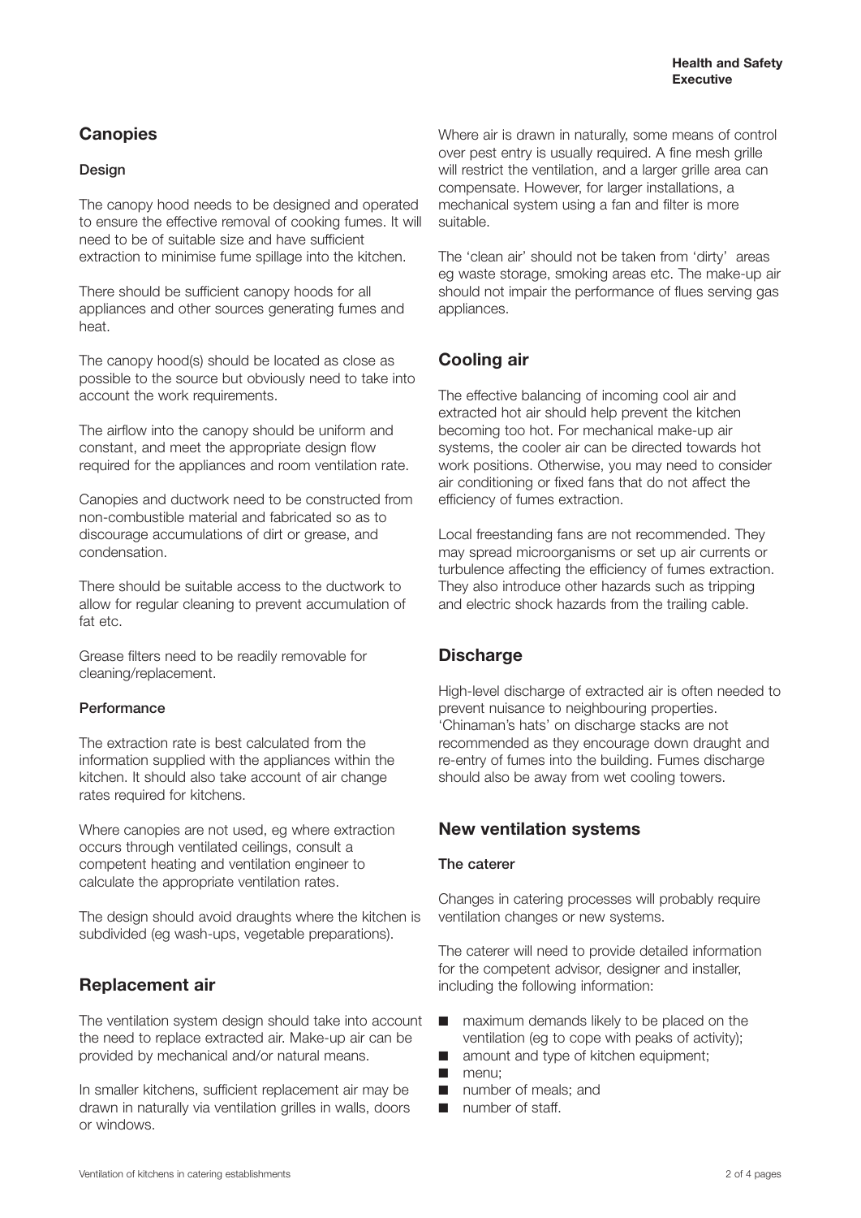## Canopies

### Design

The canopy hood needs to be designed and operated to ensure the effective removal of cooking fumes. It will need to be of suitable size and have sufficient extraction to minimise fume spillage into the kitchen.

There should be sufficient canopy hoods for all appliances and other sources generating fumes and heat.

The canopy hood(s) should be located as close as possible to the source but obviously need to take into account the work requirements.

The airflow into the canopy should be uniform and constant, and meet the appropriate design flow required for the appliances and room ventilation rate.

Canopies and ductwork need to be constructed from non-combustible material and fabricated so as to discourage accumulations of dirt or grease, and condensation.

There should be suitable access to the ductwork to allow for regular cleaning to prevent accumulation of fat etc.

Grease filters need to be readily removable for cleaning/replacement.

### Performance

The extraction rate is best calculated from the information supplied with the appliances within the kitchen. It should also take account of air change rates required for kitchens.

Where canopies are not used, eg where extraction occurs through ventilated ceilings, consult a competent heating and ventilation engineer to calculate the appropriate ventilation rates.

The design should avoid draughts where the kitchen is subdivided (eg wash-ups, vegetable preparations).

## Replacement air

The ventilation system design should take into account the need to replace extracted air. Make-up air can be provided by mechanical and/or natural means.

In smaller kitchens, sufficient replacement air may be drawn in naturally via ventilation grilles in walls, doors or windows.

Where air is drawn in naturally, some means of control over pest entry is usually required. A fine mesh grille will restrict the ventilation, and a larger grille area can compensate. However, for larger installations, a mechanical system using a fan and filter is more suitable.

The 'clean air' should not be taken from 'dirty' areas eg waste storage, smoking areas etc. The make-up air should not impair the performance of flues serving gas appliances.

## Cooling air

The effective balancing of incoming cool air and extracted hot air should help prevent the kitchen becoming too hot. For mechanical make-up air systems, the cooler air can be directed towards hot work positions. Otherwise, you may need to consider air conditioning or fixed fans that do not affect the efficiency of fumes extraction.

Local freestanding fans are not recommended. They may spread microorganisms or set up air currents or turbulence affecting the efficiency of fumes extraction. They also introduce other hazards such as tripping and electric shock hazards from the trailing cable.

## Discharge

High-level discharge of extracted air is often needed to prevent nuisance to neighbouring properties. 'Chinaman's hats' on discharge stacks are not recommended as they encourage down draught and re-entry of fumes into the building. Fumes discharge should also be away from wet cooling towers.

## New ventilation systems

### The caterer

Changes in catering processes will probably require ventilation changes or new systems.

The caterer will need to provide detailed information for the competent advisor, designer and installer, including the following information:

- maximum demands likely to be placed on the ventilation (eg to cope with peaks of activity);
- amount and type of kitchen equipment;
- menu;
- number of meals; and
- number of staff.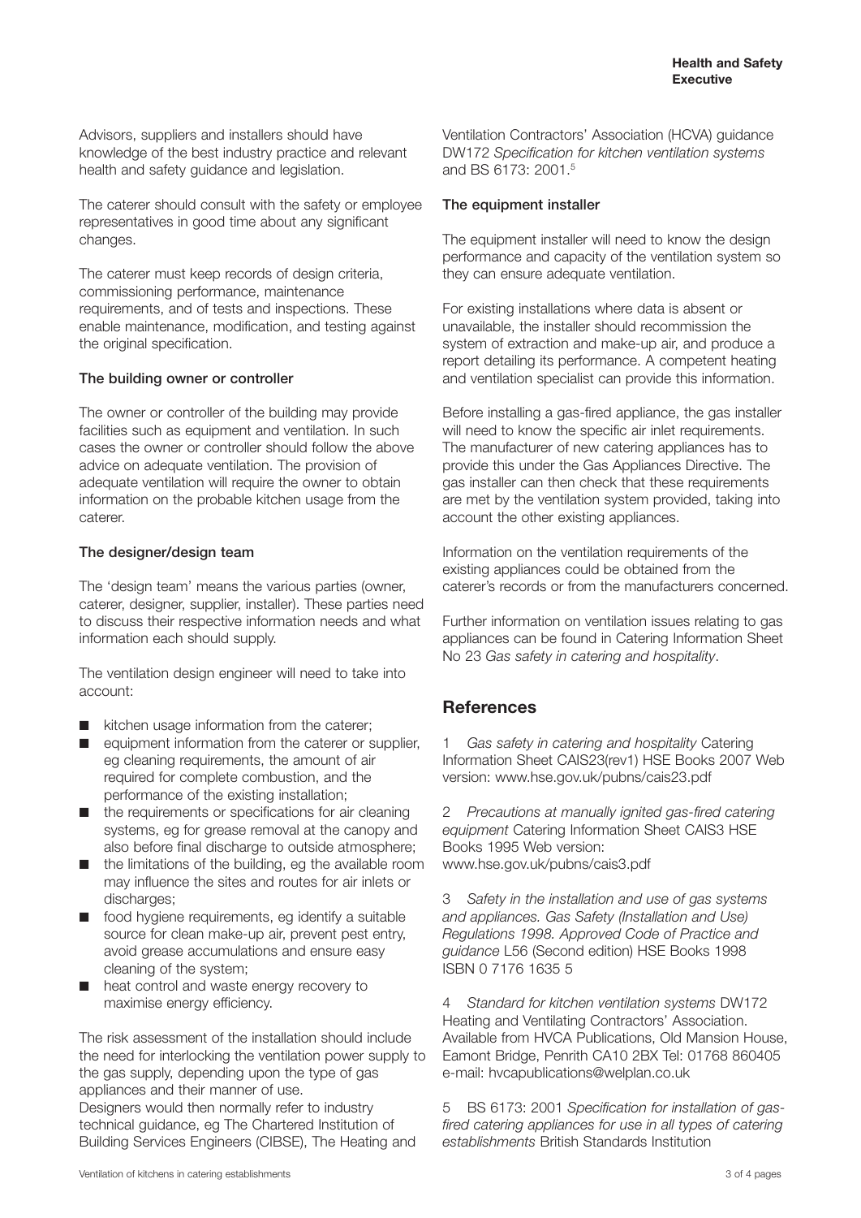Advisors, suppliers and installers should have knowledge of the best industry practice and relevant health and safety guidance and legislation.

The caterer should consult with the safety or employee representatives in good time about any significant changes.

The caterer must keep records of design criteria, commissioning performance, maintenance requirements, and of tests and inspections. These enable maintenance, modification, and testing against the original specification.

### The building owner or controller

The owner or controller of the building may provide facilities such as equipment and ventilation. In such cases the owner or controller should follow the above advice on adequate ventilation. The provision of adequate ventilation will require the owner to obtain information on the probable kitchen usage from the caterer.

### The designer/design team

The 'design team' means the various parties (owner, caterer, designer, supplier, installer). These parties need to discuss their respective information needs and what information each should supply.

The ventilation design engineer will need to take into account:

- kitchen usage information from the caterer;
- equipment information from the caterer or supplier, eg cleaning requirements, the amount of air required for complete combustion, and the performance of the existing installation;
- the requirements or specifications for air cleaning systems, eg for grease removal at the canopy and also before final discharge to outside atmosphere;
- the limitations of the building, eg the available room may influence the sites and routes for air inlets or discharges;
- food hygiene requirements, eg identify a suitable source for clean make-up air, prevent pest entry, avoid grease accumulations and ensure easy cleaning of the system;
- heat control and waste energy recovery to maximise energy efficiency.

The risk assessment of the installation should include the need for interlocking the ventilation power supply to the gas supply, depending upon the type of gas appliances and their manner of use.

Designers would then normally refer to industry technical guidance, eg The Chartered Institution of Building Services Engineers (CIBSE), The Heating and Ventilation Contractors' Association (HCVA) guidance DW172 *Specification for kitchen ventilation systems* and BS 6173: 2001.[5]

### The equipment installer

The equipment installer will need to know the design performance and capacity of the ventilation system so they can ensure adequate ventilation.

For existing installations where data is absent or unavailable, the installer should recommission the system of extraction and make-up air, and produce a report detailing its performance. A competent heating and ventilation specialist can provide this information.

Before installing a gas-fired appliance, the gas installer will need to know the specific air inlet requirements. The manufacturer of new catering appliances has to provide this under the Gas Appliances Directive. The gas installer can then check that these requirements are met by the ventilation system provided, taking into account the other existing appliances.

Information on the ventilation requirements of the existing appliances could be obtained from the caterer's records or from the manufacturers concerned.

Further information on ventilation issues relating to gas appliances can be found in Catering Information Sheet No 23 *Gas safety in catering and hospitality*.

## References

1 *Gas safety in catering and hospitality* Catering Information Sheet CAIS23(rev1) HSE Books 2007 Web version: www.hse.gov.uk/pubns/cais23.pdf

2 *Precautions at manually ignited gas-fired catering equipment* Catering Information Sheet CAIS3 HSE Books 1995 Web version: www.hse.gov.uk/pubns/cais3.pdf

3 *Safety in the installation and use of gas systems and appliances. Gas Safety (Installation and Use) Regulations 1998. Approved Code of Practice and guidance* L56 (Second edition) HSE Books 1998 ISBN 0 7176 1635 5

4 *Standard for kitchen ventilation systems* DW172 Heating and Ventilating Contractors' Association. Available from HVCA Publications, Old Mansion House, Eamont Bridge, Penrith CA10 2BX Tel: 01768 860405 e-mail: hvcapublications@welplan.co.uk

5 BS 6173: 2001 *Specification for installation of gas-fired catering appliances for use in all types of catering establishments* British Standards Institution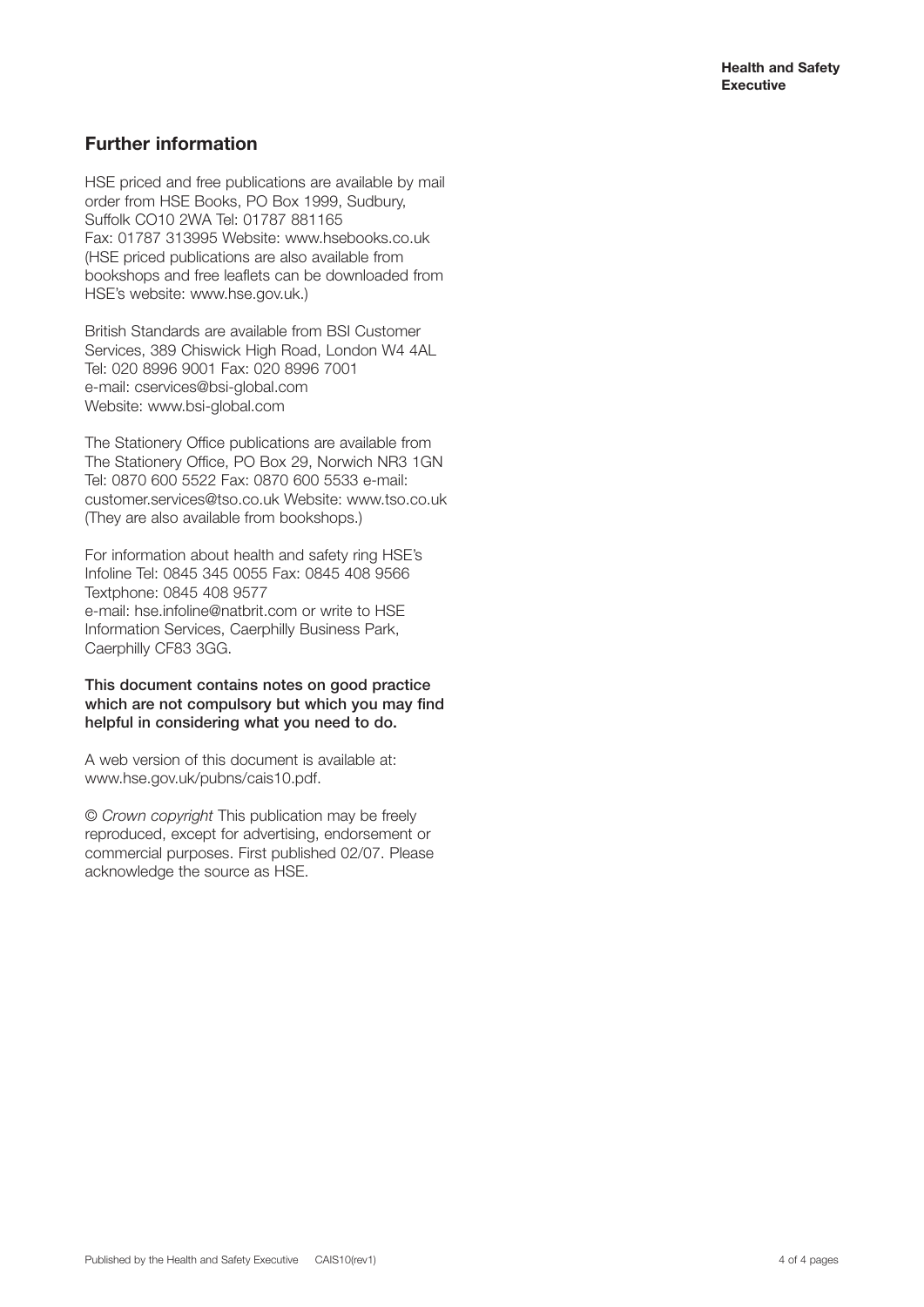## Further information

HSE priced and free publications are available by mail order from HSE Books, PO Box 1999, Sudbury, Suffolk CO10 2WA Tel: 01787 881165 Fax: 01787 313995 Website: www.hsebooks.co.uk (HSE priced publications are also available from bookshops and free leaflets can be downloaded from HSE's website: www.hse.gov.uk.)

British Standards are available from BSI Customer Services, 389 Chiswick High Road, London W4 4AL Tel: 020 8996 9001 Fax: 020 8996 7001 e-mail: cservices@bsi-global.com Website: www.bsi-global.com

The Stationery Office publications are available from The Stationery Office, PO Box 29, Norwich NR3 1GN Tel: 0870 600 5522 Fax: 0870 600 5533 e-mail: customer.services@tso.co.uk Website: www.tso.co.uk (They are also available from bookshops.)

For information about health and safety ring HSE's Infoline Tel: 0845 345 0055 Fax: 0845 408 9566 Textphone: 0845 408 9577 e-mail: hse.infoline@natbrit.com or write to HSE Information Services, Caerphilly Business Park, Caerphilly CF83 3GG.

**This document contains notes on good practice which are not compulsory but which you may find helpful in considering what you need to do.**

A web version of this document is available at: www.hse.gov.uk/pubns/cais10.pdf.

© *Crown copyright* This publication may be freely reproduced, except for advertising, endorsement or commercial purposes. First published 02/07. Please acknowledge the source as HSE.

Published by the Health and Safety Executive CAIS10(rev1)